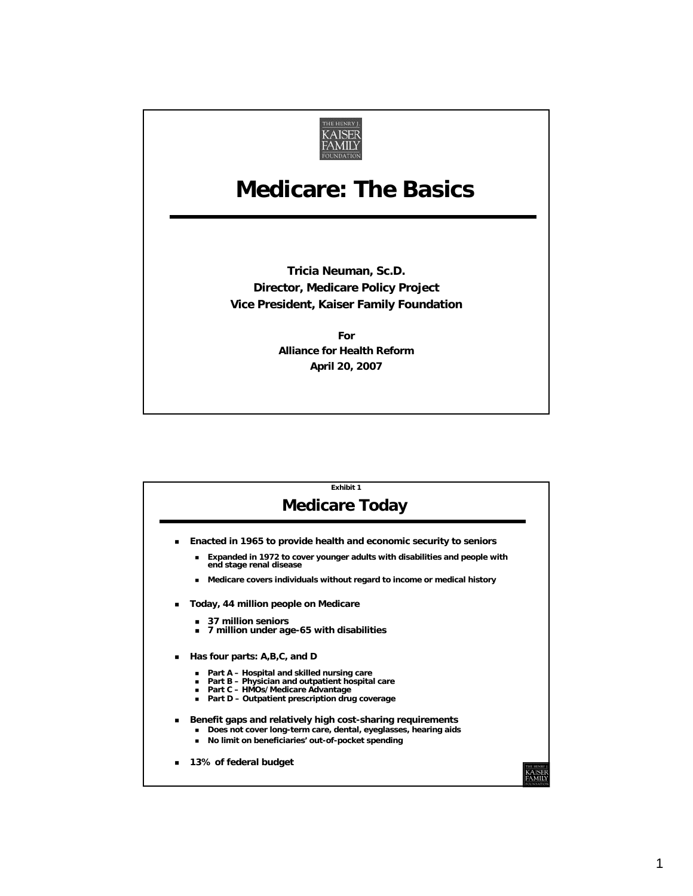# Medicare: The Basics

**Tricia Neuman, Sc.D.**
**Director, Medicare Policy Project**
**Vice President, Kaiser Family Foundation**

**For**
**Alliance for Health Reform**
**April 20, 2007**

---

**Exhibit 1**

## Medicare Today

- **Enacted in 1965 to provide health and economic security to seniors**
  - **Expanded in 1972 to cover younger adults with disabilities and people with end stage renal disease**
  - **Medicare covers individuals without regard to income or medical history**
- **Today, 44 million people on Medicare**
  - **37 million seniors**
  - **7 million under age-65 with disabilities**
- **Has four parts: A,B,C, and D**
  - **Part A – Hospital and skilled nursing care**
  - **Part B – Physician and outpatient hospital care**
  - **Part C – HMOs/Medicare Advantage**
  - **Part D – Outpatient prescription drug coverage**
- **Benefit gaps and relatively high cost-sharing requirements**
  - **Does not cover long-term care, dental, eyeglasses, hearing aids**
  - **No limit on beneficiaries' out-of-pocket spending**
- **13% of federal budget**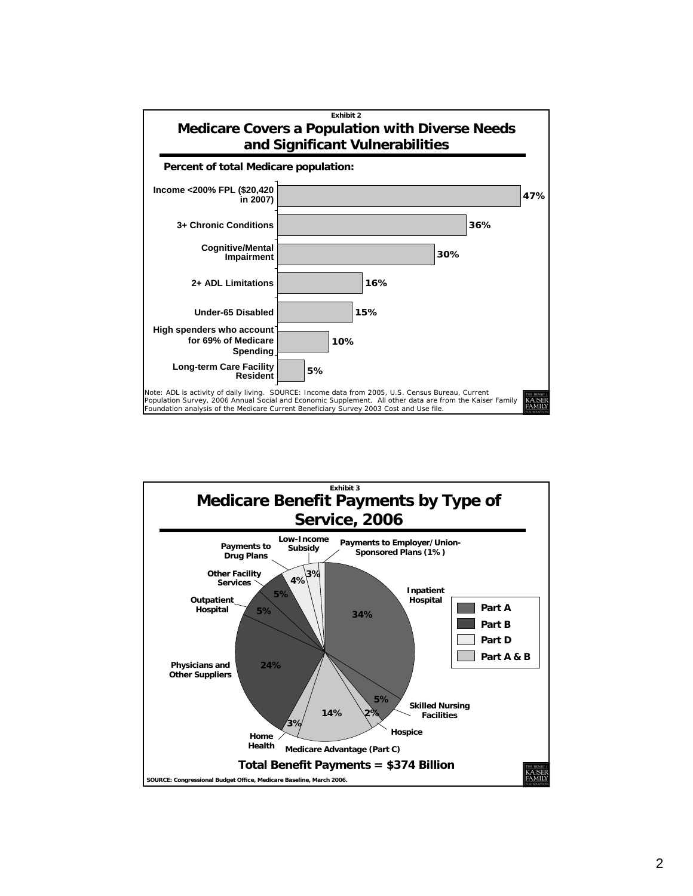Exhibit 2

## Medicare Covers a Population with Diverse Needs and Significant Vulnerabilities

**Percent of total Medicare population:**

| Category | Percent |
| --- | --- |
| Income <200% FPL ($20,420 in 2007) | 47% |
| 3+ Chronic Conditions | 36% |
| Cognitive/Mental Impairment | 30% |
| 2+ ADL Limitations | 16% |
| Under-65 Disabled | 15% |
| High spenders who account for 69% of Medicare Spending | 10% |
| Long-term Care Facility Resident | 5% |

Note: ADL is activity of daily living. SOURCE: Income data from 2005, U.S. Census Bureau, Current Population Survey, 2006 Annual Social and Economic Supplement. All other data are from the Kaiser Family Foundation analysis of the Medicare Current Beneficiary Survey 2003 Cost and Use file.

Exhibit 3

## Medicare Benefit Payments by Type of Service, 2006

| Type of Service | Part | Percent |
| --- | --- | --- |
| Inpatient Hospital | Part A | 34% |
| Skilled Nursing Facilities | Part A | 5% |
| Hospice | Part A | 2% |
| Medicare Advantage (Part C) | Part A & B | 14% |
| Home Health | Part A & B | 3% |
| Physicians and Other Suppliers | Part B | 24% |
| Outpatient Hospital | Part B | 5% |
| Other Facility Services | Part B | 5% |
| Payments to Drug Plans | Part D | 4% |
| Low-Income Subsidy | Part D | 3% |
| Payments to Employer/Union-Sponsored Plans | Part D | 1% |

**Total Benefit Payments = $374 Billion**

SOURCE: Congressional Budget Office, Medicare Baseline, March 2006.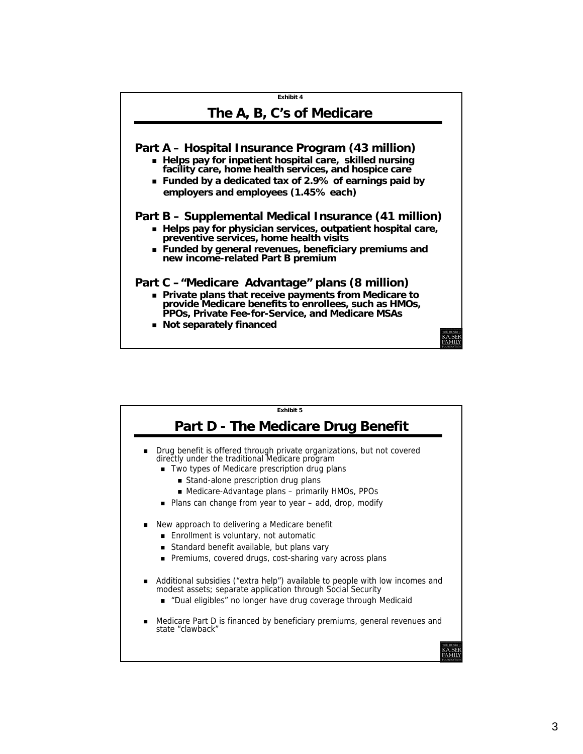Exhibit 4

## The A, B, C's of Medicare

**Part A – Hospital Insurance Program (43 million)**

- **Helps pay for inpatient hospital care, skilled nursing facility care, home health services, and hospice care**
- **Funded by a dedicated tax of 2.9% of earnings paid by employers and employees (1.45% each)**

**Part B – Supplemental Medical Insurance (41 million)**

- **Helps pay for physician services, outpatient hospital care, preventive services, home health visits**
- **Funded by general revenues, beneficiary premiums and new income-related Part B premium**

**Part C – "Medicare Advantage" plans (8 million)**

- **Private plans that receive payments from Medicare to provide Medicare benefits to enrollees, such as HMOs, PPOs, Private Fee-for-Service, and Medicare MSAs**
- **Not separately financed**

Exhibit 5

## Part D - The Medicare Drug Benefit

- Drug benefit is offered through private organizations, but not covered directly under the traditional Medicare program
  - Two types of Medicare prescription drug plans
    - Stand-alone prescription drug plans
    - Medicare-Advantage plans – primarily HMOs, PPOs
  - Plans can change from year to year – add, drop, modify
- New approach to delivering a Medicare benefit
  - Enrollment is voluntary, not automatic
  - Standard benefit available, but plans vary
  - Premiums, covered drugs, cost-sharing vary across plans
- Additional subsidies ("extra help") available to people with low incomes and modest assets; separate application through Social Security
  - "Dual eligibles" no longer have drug coverage through Medicaid
- Medicare Part D is financed by beneficiary premiums, general revenues and state "clawback"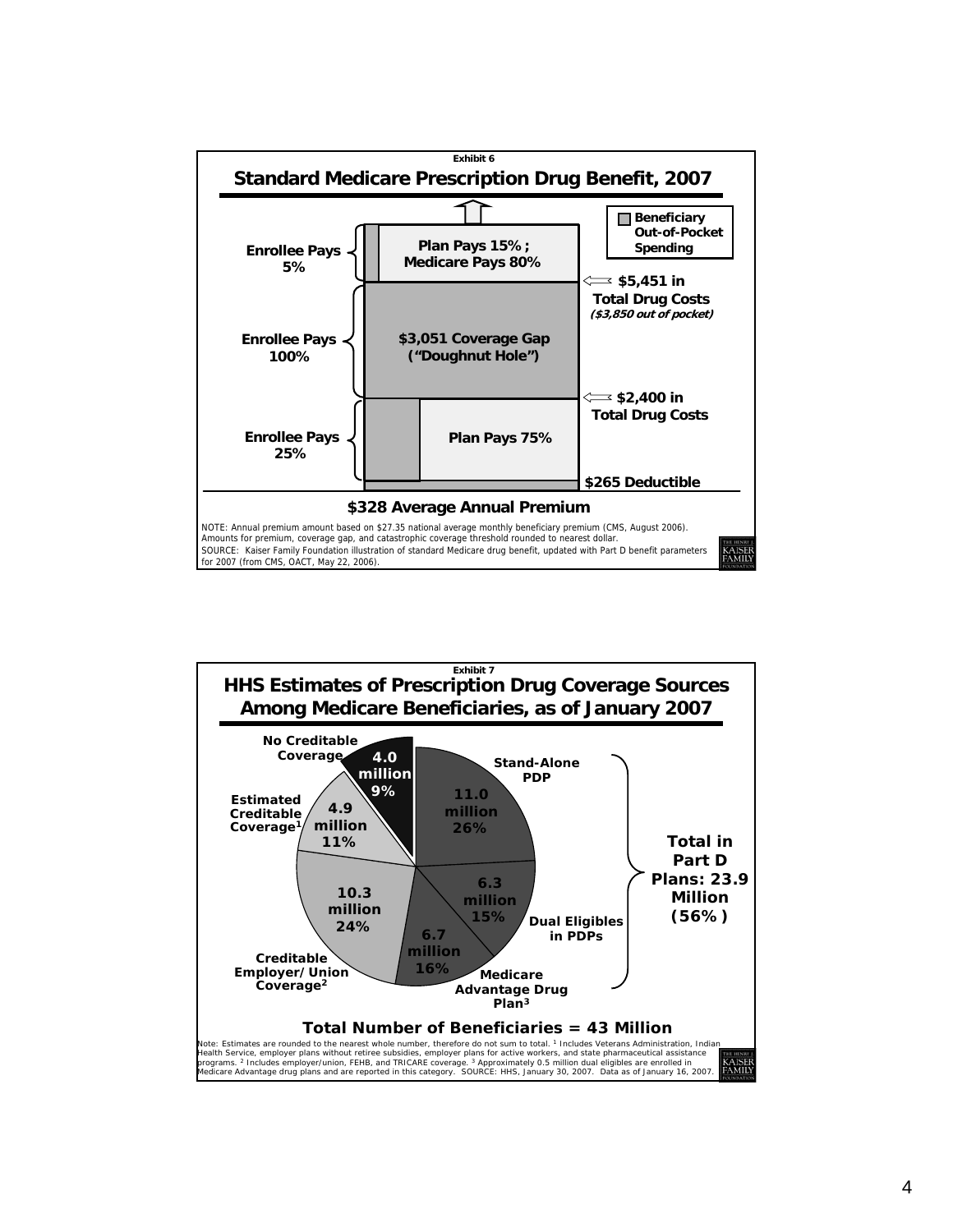Exhibit 6

## Standard Medicare Prescription Drug Benefit, 2007

Beneficiary Out-of-Pocket Spending

| Enrollee share | Benefit segment | Threshold |
|---|---|---|
| Enrollee Pays 5% | Plan Pays 15%; Medicare Pays 80% | |
| | | $5,451 in Total Drug Costs (*$3,850 out of pocket*) |
| Enrollee Pays 100% | $3,051 Coverage Gap ("Doughnut Hole") | |
| | | $2,400 in Total Drug Costs |
| Enrollee Pays 25% | Plan Pays 75% | |
| | | $265 Deductible |

**$328 Average Annual Premium**

NOTE: Annual premium amount based on $27.35 national average monthly beneficiary premium (CMS, August 2006). Amounts for premium, coverage gap, and catastrophic coverage threshold rounded to nearest dollar.
SOURCE: Kaiser Family Foundation illustration of standard Medicare drug benefit, updated with Part D benefit parameters for 2007 (from CMS, OACT, May 22, 2006).

Exhibit 7

## HHS Estimates of Prescription Drug Coverage Sources Among Medicare Beneficiaries, as of January 2007

| Coverage Source | Beneficiaries | Share |
|---|---|---|
| Stand-Alone PDP | 11.0 million | 26% |
| Dual Eligibles in PDPs | 6.3 million | 15% |
| Medicare Advantage Drug Plan[3] | 6.7 million | 16% |
| Creditable Employer/Union Coverage[2] | 10.3 million | 24% |
| Estimated Creditable Coverage[1] | 4.9 million | 11% |
| No Creditable Coverage | 4.0 million | 9% |

**Total in Part D Plans: 23.9 Million (56%)**

**Total Number of Beneficiaries = 43 Million**

Note: Estimates are rounded to the nearest whole number, therefore do not sum to total. [1] Includes Veterans Administration, Indian Health Service, employer plans without retiree subsidies, employer plans for active workers, and state pharmaceutical assistance programs. [2] Includes employer/union, FEHB, and TRICARE coverage. [3] Approximately 0.5 million dual eligibles are enrolled in Medicare Advantage drug plans and are reported in this category. SOURCE: HHS, January 30, 2007. Data as of January 16, 2007.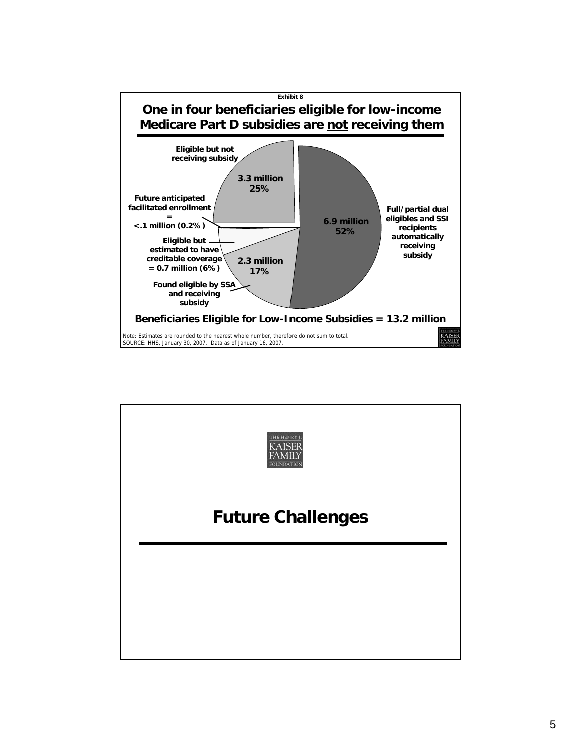Exhibit 8

## One in four beneficiaries eligible for low-income Medicare Part D subsidies are not receiving them

**Eligible but not receiving subsidy**
**3.3 million**
**25%**

**Future anticipated facilitated enrollment = <.1 million (0.2%)**

**Eligible but estimated to have creditable coverage = 0.7 million (6%)**

**Found eligible by SSA and receiving subsidy**
**2.3 million**
**17%**

**Full/partial dual eligibles and SSI recipients automatically receiving subsidy**
**6.9 million**
**52%**

**Beneficiaries Eligible for Low-Income Subsidies = 13.2 million**

*Note: Estimates are rounded to the nearest whole number, therefore do not sum to total.*
SOURCE: HHS, January 30, 2007. Data as of January 16, 2007.

THE HENRY J. KAISER FAMILY FOUNDATION

---

THE HENRY J. KAISER FAMILY FOUNDATION

# Future Challenges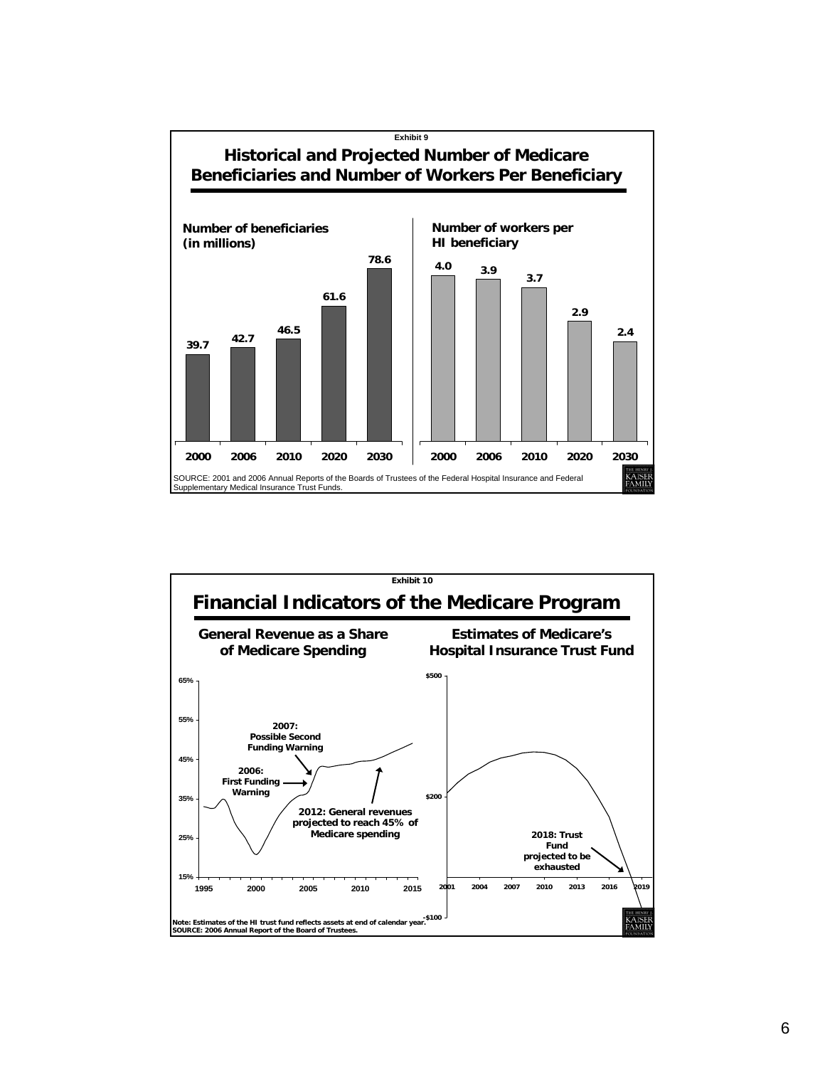Exhibit 9

## Historical and Projected Number of Medicare Beneficiaries and Number of Workers Per Beneficiary

**Number of beneficiaries (in millions)**

| 2000 | 2006 | 2010 | 2020 | 2030 |
|---|---|---|---|---|
| 39.7 | 42.7 | 46.5 | 61.6 | 78.6 |

**Number of workers per HI beneficiary**

| 2000 | 2006 | 2010 | 2020 | 2030 |
|---|---|---|---|---|
| 4.0 | 3.9 | 3.7 | 2.9 | 2.4 |

SOURCE: 2001 and 2006 Annual Reports of the Boards of Trustees of the Federal Hospital Insurance and Federal Supplementary Medical Insurance Trust Funds.

Exhibit 10

## Financial Indicators of the Medicare Program

**General Revenue as a Share of Medicare Spending**

- 2006: First Funding Warning
- 2007: Possible Second Funding Warning
- 2012: General revenues projected to reach 45% of Medicare spending

**Estimates of Medicare's Hospital Insurance Trust Fund**

- 2018: Trust Fund projected to be exhausted

Note: Estimates of the HI trust fund reflects assets at end of calendar year.
SOURCE: 2006 Annual Report of the Board of Trustees.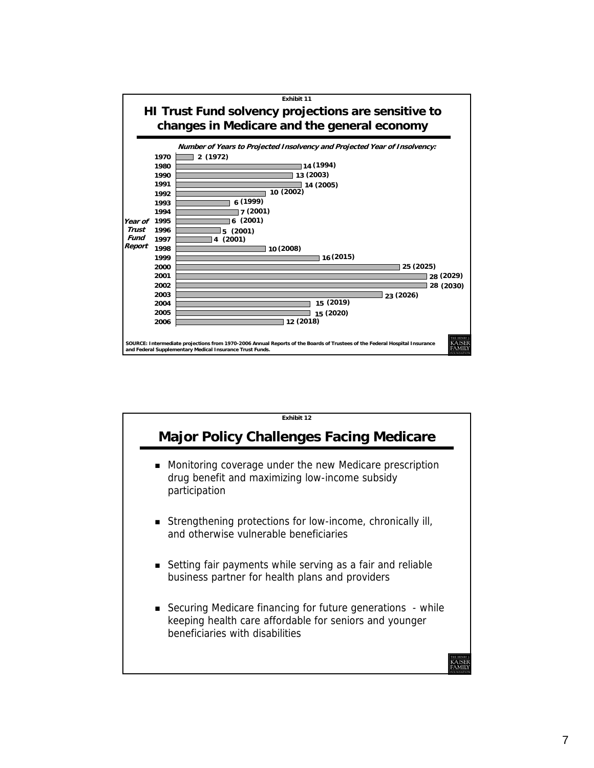Exhibit 11

## HI Trust Fund solvency projections are sensitive to changes in Medicare and the general economy

*Number of Years to Projected Insolvency and Projected Year of Insolvency:*

*Year of Trust Fund Report*

1970 — 2 (1972)
1980 — 14 (1994)
1990 — 13 (2003)
1991 — 14 (2005)
1992 — 10 (2002)
1993 — 6 (1999)
1994 — 7 (2001)
1995 — 6 (2001)
1996 — 5 (2001)
1997 — 4 (2001)
1998 — 10 (2008)
1999 — 16 (2015)
2000 — 25 (2025)
2001 — 28 (2029)
2002 — 28 (2030)
2003 — 23 (2026)
2004 — 15 (2019)
2005 — 15 (2020)
2006 — 12 (2018)

SOURCE: Intermediate projections from 1970-2006 Annual Reports of the Boards of Trustees of the Federal Hospital Insurance and Federal Supplementary Medical Insurance Trust Funds.

Exhibit 12

## Major Policy Challenges Facing Medicare

- Monitoring coverage under the new Medicare prescription drug benefit and maximizing low-income subsidy participation
- Strengthening protections for low-income, chronically ill, and otherwise vulnerable beneficiaries
- Setting fair payments while serving as a fair and reliable business partner for health plans and providers
- Securing Medicare financing for future generations - while keeping health care affordable for seniors and younger beneficiaries with disabilities